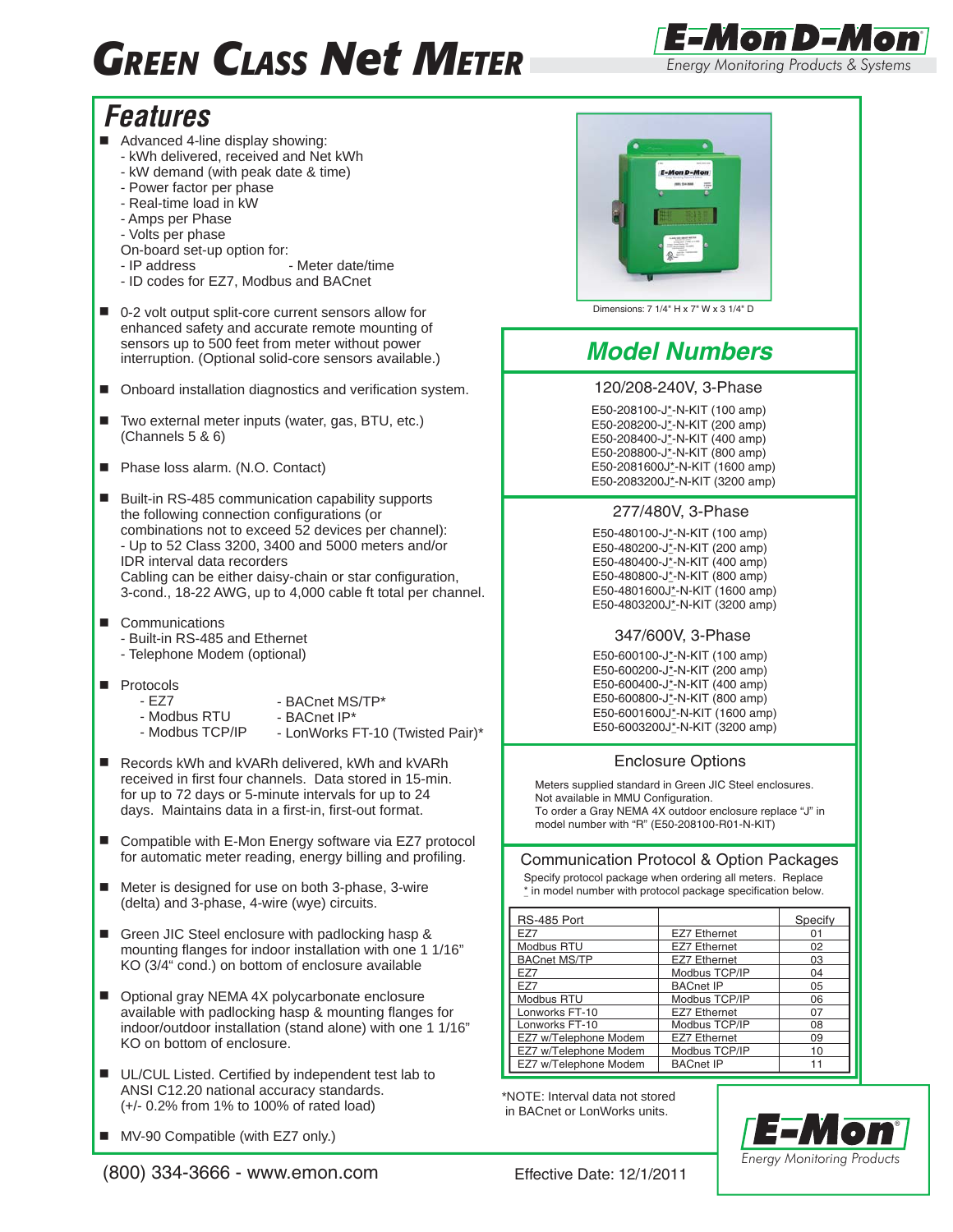# GREEN CLASS Net METER

**E-Mon D-Mon**
Energy Monitoring Products & Systems

## Features

- Advanced 4-line display showing:
  - kWh delivered, received and Net kWh
  - kW demand (with peak date & time)
  - Power factor per phase
  - Real-time load in kW
  - Amps per Phase
  - Volts per phase

  On-board set-up option for:
  - IP address
  - Meter date/time
  - ID codes for EZ7, Modbus and BACnet
- 0-2 volt output split-core current sensors allow for enhanced safety and accurate remote mounting of sensors up to 500 feet from meter without power interruption. (Optional solid-core sensors available.)
- Onboard installation diagnostics and verification system.
- Two external meter inputs (water, gas, BTU, etc.) (Channels 5 & 6)
- Phase loss alarm. (N.O. Contact)
- Built-in RS-485 communication capability supports the following connection configurations (or combinations not to exceed 52 devices per channel):
  - Up to 52 Class 3200, 3400 and 5000 meters and/or IDR interval data recorders

  Cabling can be either daisy-chain or star configuration, 3-cond., 18-22 AWG, up to 4,000 cable ft total per channel.
- Communications
  - Built-in RS-485 and Ethernet
  - Telephone Modem (optional)
- Protocols
  - EZ7
  - Modbus RTU
  - Modbus TCP/IP
  - BACnet MS/TP*
  - BACnet IP*
  - LonWorks FT-10 (Twisted Pair)*
- Records kWh and kVARh delivered, kWh and kVARh received in first four channels. Data stored in 15-min. for up to 72 days or 5-minute intervals for up to 24 days. Maintains data in a first-in, first-out format.
- Compatible with E-Mon Energy software via EZ7 protocol for automatic meter reading, energy billing and profiling.
- Meter is designed for use on both 3-phase, 3-wire (delta) and 3-phase, 4-wire (wye) circuits.
- Green JIC Steel enclosure with padlocking hasp & mounting flanges for indoor installation with one 1 1/16" KO (3/4" cond.) on bottom of enclosure available
- Optional gray NEMA 4X polycarbonate enclosure available with padlocking hasp & mounting flanges for indoor/outdoor installation (stand alone) with one 1 1/16" KO on bottom of enclosure.
- UL/CUL Listed. Certified by independent test lab to ANSI C12.20 national accuracy standards. (+/- 0.2% from 1% to 100% of rated load)
- MV-90 Compatible (with EZ7 only.)

Dimensions: 7 1/4" H x 7" W x 3 1/4" D

## Model Numbers

### 120/208-240V, 3-Phase

E50-208100-J*-N-KIT (100 amp)
E50-208200-J*-N-KIT (200 amp)
E50-208400-J*-N-KIT (400 amp)
E50-208800-J*-N-KIT (800 amp)
E50-2081600J*-N-KIT (1600 amp)
E50-2083200J*-N-KIT (3200 amp)

### 277/480V, 3-Phase

E50-480100-J*-N-KIT (100 amp)
E50-480200-J*-N-KIT (200 amp)
E50-480400-J*-N-KIT (400 amp)
E50-480800-J*-N-KIT (800 amp)
E50-4801600J*-N-KIT (1600 amp)
E50-4803200J*-N-KIT (3200 amp)

### 347/600V, 3-Phase

E50-600100-J*-N-KIT (100 amp)
E50-600200-J*-N-KIT (200 amp)
E50-600400-J*-N-KIT (400 amp)
E50-600800-J*-N-KIT (800 amp)
E50-6001600J*-N-KIT (1600 amp)
E50-6003200J*-N-KIT (3200 amp)

### Enclosure Options

Meters supplied standard in Green JIC Steel enclosures. Not available in MMU Configuration.
To order a Gray NEMA 4X outdoor enclosure replace "J" in model number with "R" (E50-208100-R01-N-KIT)

### Communication Protocol & Option Packages

Specify protocol package when ordering all meters. Replace * in model number with protocol package specification below.

| RS-485 Port | | Specify |
|---|---|---|
| EZ7 | EZ7 Ethernet | 01 |
| Modbus RTU | EZ7 Ethernet | 02 |
| BACnet MS/TP | EZ7 Ethernet | 03 |
| EZ7 | Modbus TCP/IP | 04 |
| EZ7 | BACnet IP | 05 |
| Modbus RTU | Modbus TCP/IP | 06 |
| Lonworks FT-10 | EZ7 Ethernet | 07 |
| Lonworks FT-10 | Modbus TCP/IP | 08 |
| EZ7 w/Telephone Modem | EZ7 Ethernet | 09 |
| EZ7 w/Telephone Modem | Modbus TCP/IP | 10 |
| EZ7 w/Telephone Modem | BACnet IP | 11 |

*NOTE: Interval data not stored in BACnet or LonWorks units.

**E-Mon**
Energy Monitoring Products

(800) 334-3666 - www.emon.com

Effective Date: 12/1/2011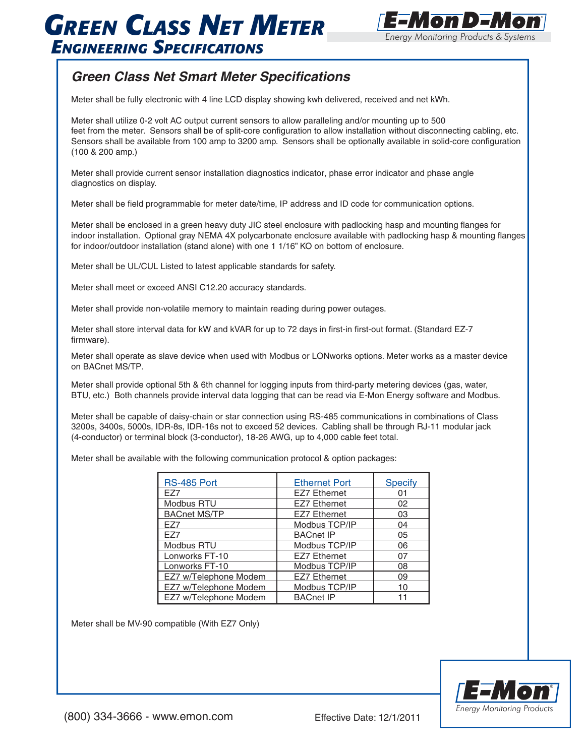# Green Class Net Meter
## Engineering Specifications

### Green Class Net Smart Meter Specifications

Meter shall be fully electronic with 4 line LCD display showing kwh delivered, received and net kWh.

Meter shall utilize 0-2 volt AC output current sensors to allow paralleling and/or mounting up to 500 feet from the meter. Sensors shall be of split-core configuration to allow installation without disconnecting cabling, etc. Sensors shall be available from 100 amp to 3200 amp. Sensors shall be optionally available in solid-core configuration (100 & 200 amp.)

Meter shall provide current sensor installation diagnostics indicator, phase error indicator and phase angle diagnostics on display.

Meter shall be field programmable for meter date/time, IP address and ID code for communication options.

Meter shall be enclosed in a green heavy duty JIC steel enclosure with padlocking hasp and mounting flanges for indoor installation. Optional gray NEMA 4X polycarbonate enclosure available with padlocking hasp & mounting flanges for indoor/outdoor installation (stand alone) with one 1 1/16" KO on bottom of enclosure.

Meter shall be UL/CUL Listed to latest applicable standards for safety.

Meter shall meet or exceed ANSI C12.20 accuracy standards.

Meter shall provide non-volatile memory to maintain reading during power outages.

Meter shall store interval data for kW and kVAR for up to 72 days in first-in first-out format. (Standard EZ-7 firmware).

Meter shall operate as slave device when used with Modbus or LONworks options. Meter works as a master device on BACnet MS/TP.

Meter shall provide optional 5th & 6th channel for logging inputs from third-party metering devices (gas, water, BTU, etc.) Both channels provide interval data logging that can be read via E-Mon Energy software and Modbus.

Meter shall be capable of daisy-chain or star connection using RS-485 communications in combinations of Class 3200s, 3400s, 5000s, IDR-8s, IDR-16s not to exceed 52 devices. Cabling shall be through RJ-11 modular jack (4-conductor) or terminal block (3-conductor), 18-26 AWG, up to 4,000 cable feet total.

Meter shall be available with the following communication protocol & option packages:

| RS-485 Port | Ethernet Port | Specify |
|---|---|---|
| EZ7 | EZ7 Ethernet | 01 |
| Modbus RTU | EZ7 Ethernet | 02 |
| BACnet MS/TP | EZ7 Ethernet | 03 |
| EZ7 | Modbus TCP/IP | 04 |
| EZ7 | BACnet IP | 05 |
| Modbus RTU | Modbus TCP/IP | 06 |
| Lonworks FT-10 | EZ7 Ethernet | 07 |
| Lonworks FT-10 | Modbus TCP/IP | 08 |
| EZ7 w/Telephone Modem | EZ7 Ethernet | 09 |
| EZ7 w/Telephone Modem | Modbus TCP/IP | 10 |
| EZ7 w/Telephone Modem | BACnet IP | 11 |

Meter shall be MV-90 compatible (With EZ7 Only)

(800) 334-3666 - www.emon.com

Effective Date: 12/1/2011